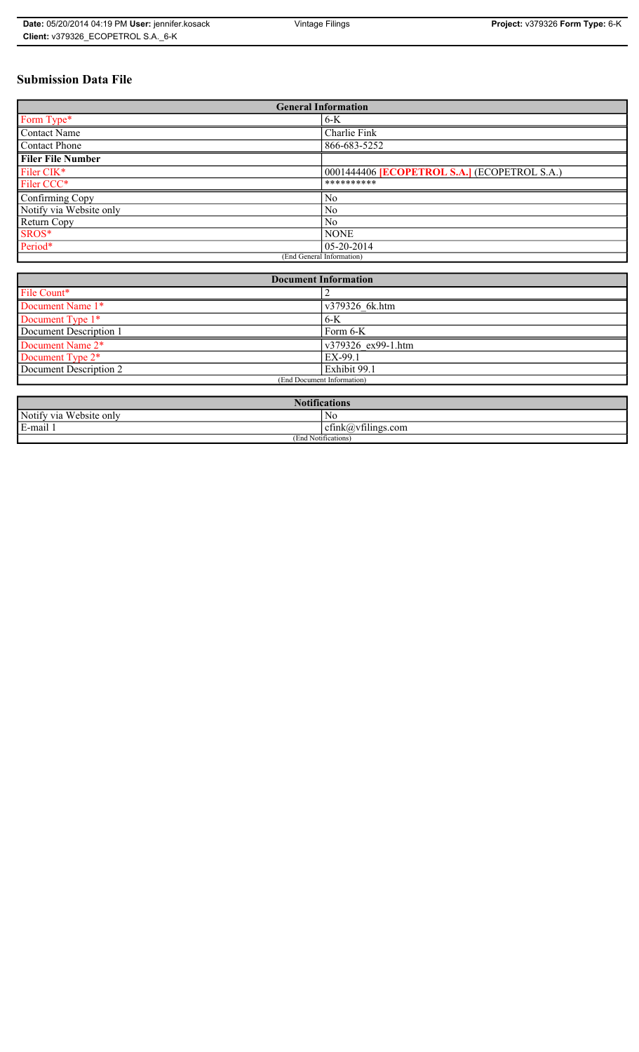# Submission Data File

| General Information | |
|---|---|
| Form Type* | 6-K |
| Contact Name | Charlie Fink |
| Contact Phone | 866-683-5252 |
| **Filer File Number** | |
| Filer CIK* | 0001444406 **[ECOPETROL S.A.]** (ECOPETROL S.A.) |
| Filer CCC* | ********** |
| Confirming Copy | No |
| Notify via Website only | No |
| Return Copy | No |
| SROS* | NONE |
| Period* | 05-20-2014 |
| (End General Information) | |

| Document Information | |
|---|---|
| File Count* | 2 |
| Document Name 1* | v379326_6k.htm |
| Document Type 1* | 6-K |
| Document Description 1 | Form 6-K |
| Document Name 2* | v379326_ex99-1.htm |
| Document Type 2* | EX-99.1 |
| Document Description 2 | Exhibit 99.1 |
| (End Document Information) | |

| Notifications | |
|---|---|
| Notify via Website only | No |
| E-mail 1 | cfink@vfilings.com |
| (End Notifications) | |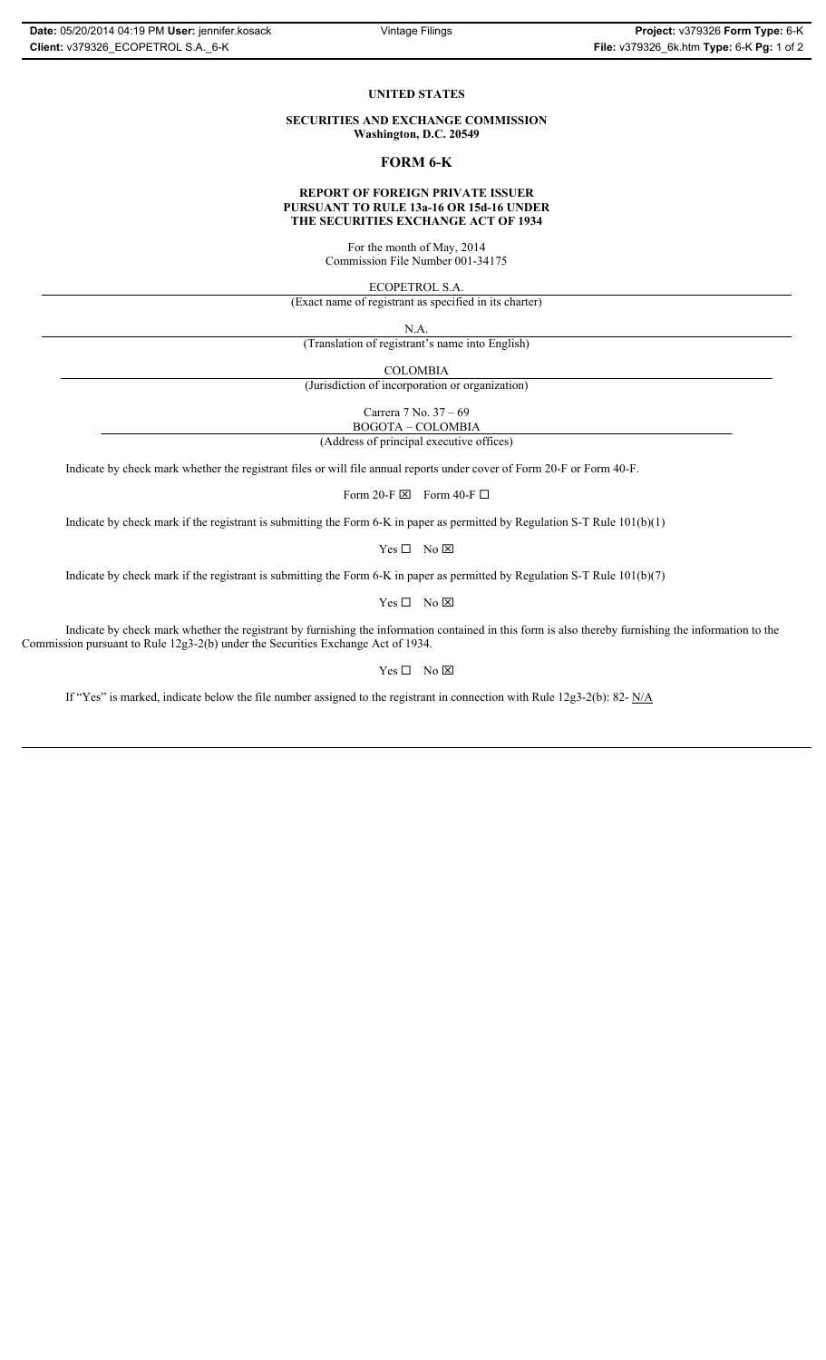**UNITED STATES**

**SECURITIES AND EXCHANGE COMMISSION**
**Washington, D.C. 20549**

# FORM 6-K

**REPORT OF FOREIGN PRIVATE ISSUER**
**PURSUANT TO RULE 13a-16 OR 15d-16 UNDER**
**THE SECURITIES EXCHANGE ACT OF 1934**

For the month of May, 2014
Commission File Number 001-34175

ECOPETROL S.A.
(Exact name of registrant as specified in its charter)

N.A.
(Translation of registrant's name into English)

COLOMBIA
(Jurisdiction of incorporation or organization)

Carrera 7 No. 37 – 69
BOGOTA – COLOMBIA
(Address of principal executive offices)

Indicate by check mark whether the registrant files or will file annual reports under cover of Form 20-F or Form 40-F.

Form 20-F ☒ Form 40-F ☐

Indicate by check mark if the registrant is submitting the Form 6-K in paper as permitted by Regulation S-T Rule 101(b)(1)

Yes ☐ No ☒

Indicate by check mark if the registrant is submitting the Form 6-K in paper as permitted by Regulation S-T Rule 101(b)(7)

Yes ☐ No ☒

Indicate by check mark whether the registrant by furnishing the information contained in this form is also thereby furnishing the information to the Commission pursuant to Rule 12g3-2(b) under the Securities Exchange Act of 1934.

Yes ☐ No ☒

If "Yes" is marked, indicate below the file number assigned to the registrant in connection with Rule 12g3-2(b): 82- N/A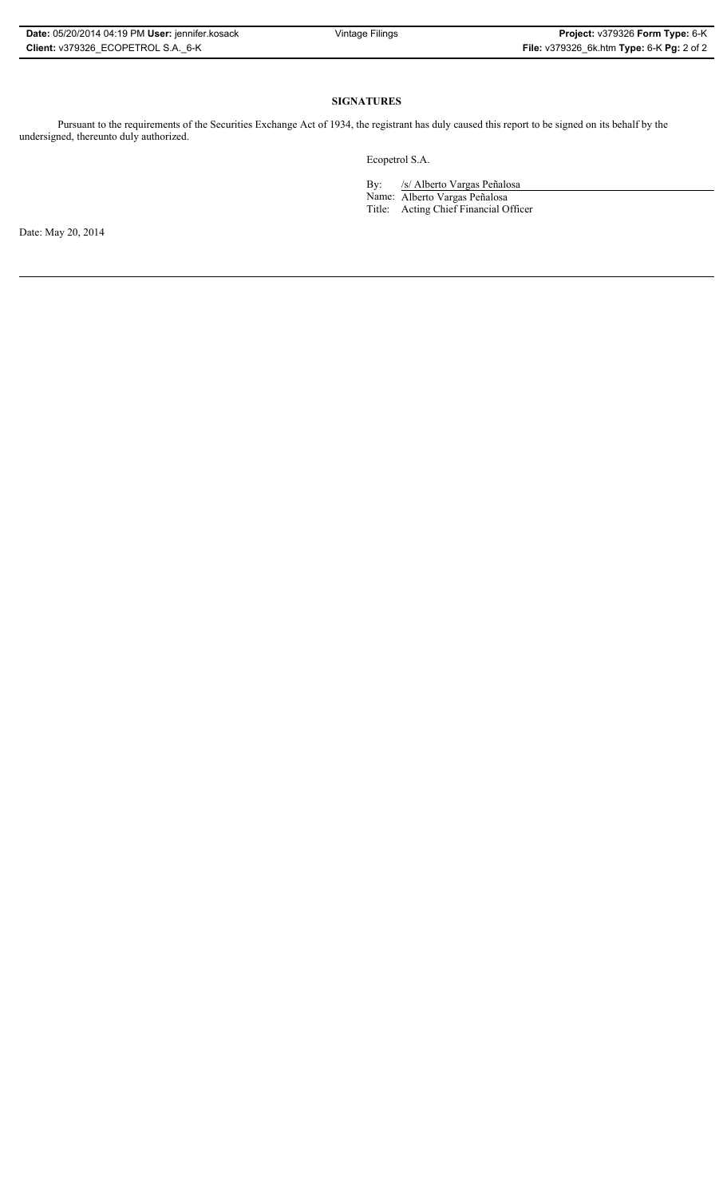**SIGNATURES**

Pursuant to the requirements of the Securities Exchange Act of 1934, the registrant has duly caused this report to be signed on its behalf by the undersigned, thereunto duly authorized.

Ecopetrol S.A.

By: /s/ Alberto Vargas Peñalosa

Name: Alberto Vargas Peñalosa

Title: Acting Chief Financial Officer

Date: May 20, 2014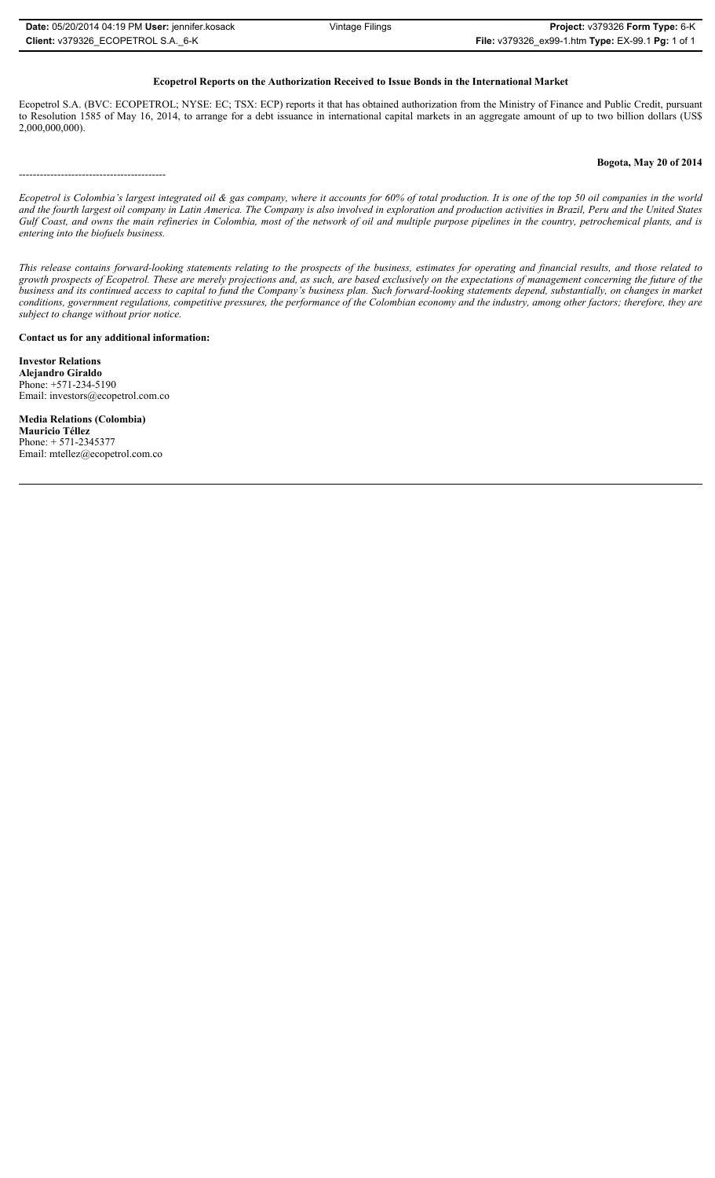**Ecopetrol Reports on the Authorization Received to Issue Bonds in the International Market**

Ecopetrol S.A. (BVC: ECOPETROL; NYSE: EC; TSX: ECP) reports it that has obtained authorization from the Ministry of Finance and Public Credit, pursuant to Resolution 1585 of May 16, 2014, to arrange for a debt issuance in international capital markets in an aggregate amount of up to two billion dollars (US$ 2,000,000,000).

**Bogota, May 20 of 2014**

------------------------------------------

*Ecopetrol is Colombia's largest integrated oil & gas company, where it accounts for 60% of total production. It is one of the top 50 oil companies in the world and the fourth largest oil company in Latin America. The Company is also involved in exploration and production activities in Brazil, Peru and the United States Gulf Coast, and owns the main refineries in Colombia, most of the network of oil and multiple purpose pipelines in the country, petrochemical plants, and is entering into the biofuels business.*

*This release contains forward-looking statements relating to the prospects of the business, estimates for operating and financial results, and those related to growth prospects of Ecopetrol. These are merely projections and, as such, are based exclusively on the expectations of management concerning the future of the business and its continued access to capital to fund the Company's business plan. Such forward-looking statements depend, substantially, on changes in market conditions, government regulations, competitive pressures, the performance of the Colombian economy and the industry, among other factors; therefore, they are subject to change without prior notice.*

**Contact us for any additional information:**

**Investor Relations**
**Alejandro Giraldo**
Phone: +571-234-5190
Email: investors@ecopetrol.com.co

**Media Relations (Colombia)**
**Mauricio Téllez**
Phone: + 571-2345377
Email: mtellez@ecopetrol.com.co